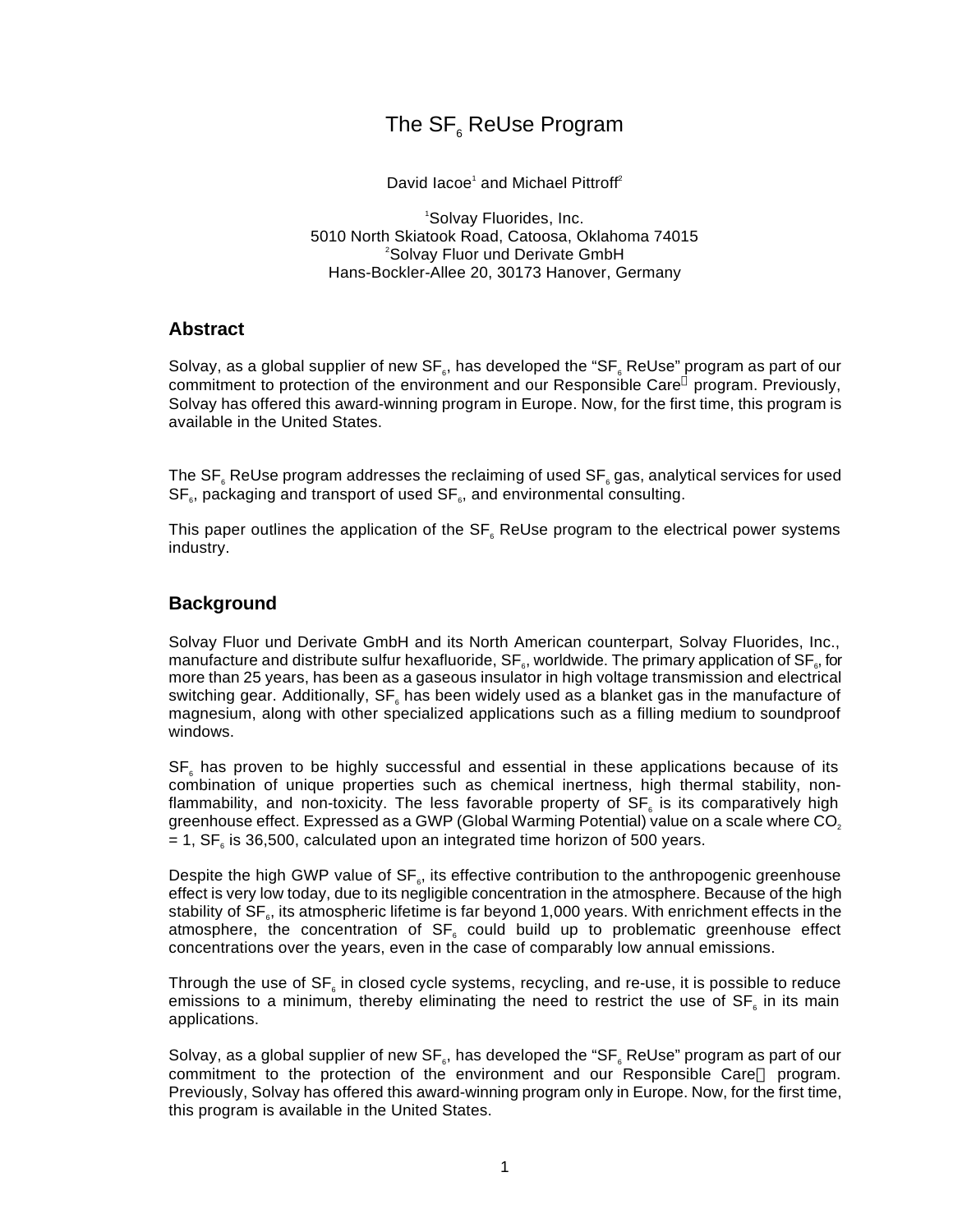# The $SF_6$ ReUse Program

David Iacoe[1] and Michael Pittroff[2]

[1]Solvay Fluorides, Inc.
5010 North Skiatook Road, Catoosa, Oklahoma 74015
[2]Solvay Fluor und Derivate GmbH
Hans-Bockler-Allee 20, 30173 Hanover, Germany

## Abstract

Solvay, as a global supplier of new $SF_6$, has developed the "$SF_6$ ReUse" program as part of our commitment to protection of the environment and our Responsible Care® program. Previously, Solvay has offered this award-winning program in Europe. Now, for the first time, this program is available in the United States.

The $SF_6$ ReUse program addresses the reclaiming of used $SF_6$ gas, analytical services for used $SF_6$, packaging and transport of used $SF_6$, and environmental consulting.

This paper outlines the application of the $SF_6$ ReUse program to the electrical power systems industry.

## Background

Solvay Fluor und Derivate GmbH and its North American counterpart, Solvay Fluorides, Inc., manufacture and distribute sulfur hexafluoride, $SF_6$, worldwide. The primary application of $SF_6$, for more than 25 years, has been as a gaseous insulator in high voltage transmission and electrical switching gear. Additionally, $SF_6$ has been widely used as a blanket gas in the manufacture of magnesium, along with other specialized applications such as a filling medium to soundproof windows.

$SF_6$ has proven to be highly successful and essential in these applications because of its combination of unique properties such as chemical inertness, high thermal stability, non-flammability, and non-toxicity. The less favorable property of $SF_6$ is its comparatively high greenhouse effect. Expressed as a GWP (Global Warming Potential) value on a scale where $CO_2 = 1$, $SF_6$ is 36,500, calculated upon an integrated time horizon of 500 years.

Despite the high GWP value of $SF_6$, its effective contribution to the anthropogenic greenhouse effect is very low today, due to its negligible concentration in the atmosphere. Because of the high stability of $SF_6$, its atmospheric lifetime is far beyond 1,000 years. With enrichment effects in the atmosphere, the concentration of $SF_6$ could build up to problematic greenhouse effect concentrations over the years, even in the case of comparably low annual emissions.

Through the use of $SF_6$ in closed cycle systems, recycling, and re-use, it is possible to reduce emissions to a minimum, thereby eliminating the need to restrict the use of $SF_6$ in its main applications.

Solvay, as a global supplier of new $SF_6$, has developed the "$SF_6$ ReUse" program as part of our commitment to the protection of the environment and our Responsible Care® program. Previously, Solvay has offered this award-winning program only in Europe. Now, for the first time, this program is available in the United States.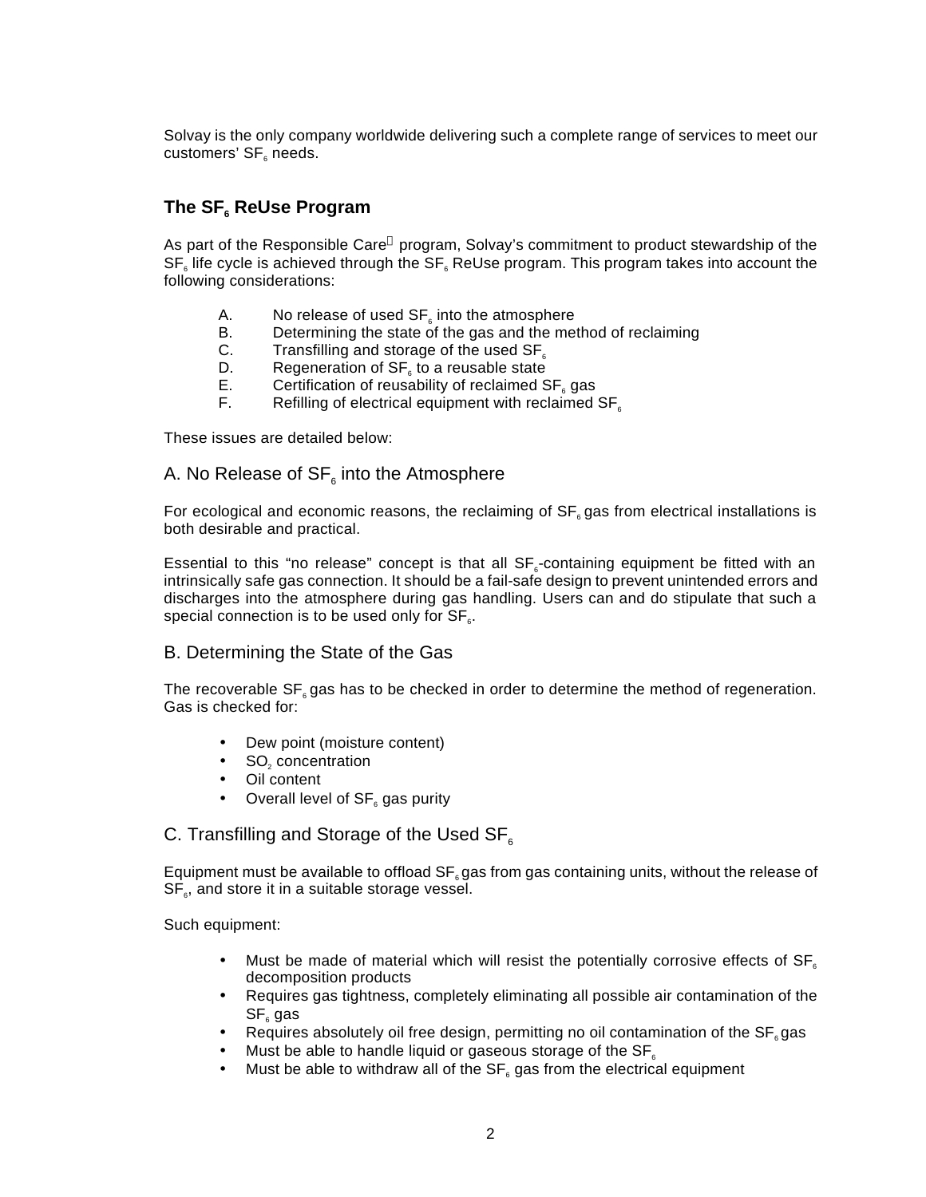Solvay is the only company worldwide delivering such a complete range of services to meet our customers' $SF_6$ needs.

## The $SF_6$ ReUse Program

As part of the Responsible Care® program, Solvay's commitment to product stewardship of the $SF_6$ life cycle is achieved through the $SF_6$ ReUse program. This program takes into account the following considerations:

A. No release of used $SF_6$ into the atmosphere
B. Determining the state of the gas and the method of reclaiming
C. Transfilling and storage of the used $SF_6$
D. Regeneration of $SF_6$ to a reusable state
E. Certification of reusability of reclaimed $SF_6$ gas
F. Refilling of electrical equipment with reclaimed $SF_6$

These issues are detailed below:

### A. No Release of $SF_6$ into the Atmosphere

For ecological and economic reasons, the reclaiming of $SF_6$ gas from electrical installations is both desirable and practical.

Essential to this "no release" concept is that all $SF_6$-containing equipment be fitted with an intrinsically safe gas connection. It should be a fail-safe design to prevent unintended errors and discharges into the atmosphere during gas handling. Users can and do stipulate that such a special connection is to be used only for $SF_6$.

### B. Determining the State of the Gas

The recoverable $SF_6$ gas has to be checked in order to determine the method of regeneration. Gas is checked for:

- Dew point (moisture content)
- $SO_2$ concentration
- Oil content
- Overall level of $SF_6$ gas purity

### C. Transfilling and Storage of the Used $SF_6$

Equipment must be available to offload $SF_6$ gas from gas containing units, without the release of $SF_6$, and store it in a suitable storage vessel.

Such equipment:

- Must be made of material which will resist the potentially corrosive effects of $SF_6$ decomposition products
- Requires gas tightness, completely eliminating all possible air contamination of the $SF_6$ gas
- Requires absolutely oil free design, permitting no oil contamination of the $SF_6$ gas
- Must be able to handle liquid or gaseous storage of the $SF_6$
- Must be able to withdraw all of the $SF_6$ gas from the electrical equipment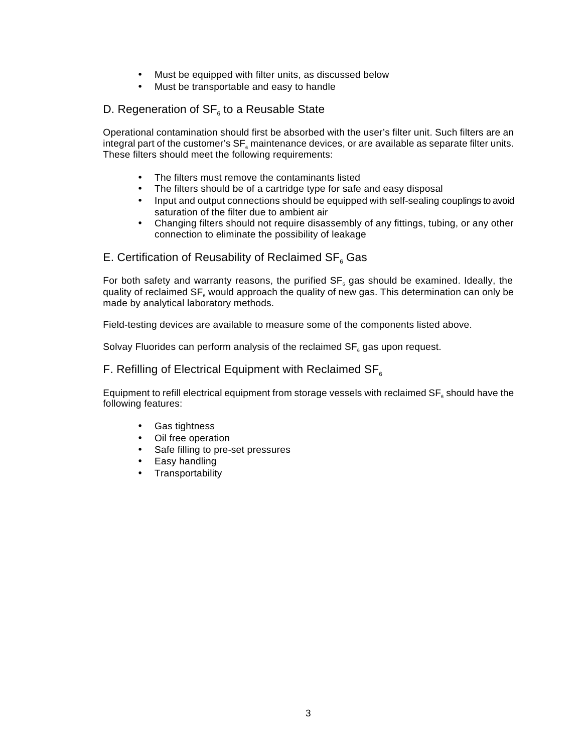- Must be equipped with filter units, as discussed below
- Must be transportable and easy to handle

## D. Regeneration of $SF_6$ to a Reusable State

Operational contamination should first be absorbed with the user's filter unit. Such filters are an integral part of the customer's $SF_6$ maintenance devices, or are available as separate filter units. These filters should meet the following requirements:

- The filters must remove the contaminants listed
- The filters should be of a cartridge type for safe and easy disposal
- Input and output connections should be equipped with self-sealing couplings to avoid saturation of the filter due to ambient air
- Changing filters should not require disassembly of any fittings, tubing, or any other connection to eliminate the possibility of leakage

## E. Certification of Reusability of Reclaimed $SF_6$ Gas

For both safety and warranty reasons, the purified $SF_6$ gas should be examined. Ideally, the quality of reclaimed $SF_6$ would approach the quality of new gas. This determination can only be made by analytical laboratory methods.

Field-testing devices are available to measure some of the components listed above.

Solvay Fluorides can perform analysis of the reclaimed $SF_6$ gas upon request.

## F. Refilling of Electrical Equipment with Reclaimed $SF_6$

Equipment to refill electrical equipment from storage vessels with reclaimed $SF_6$ should have the following features:

- Gas tightness
- Oil free operation
- Safe filling to pre-set pressures
- Easy handling
- Transportability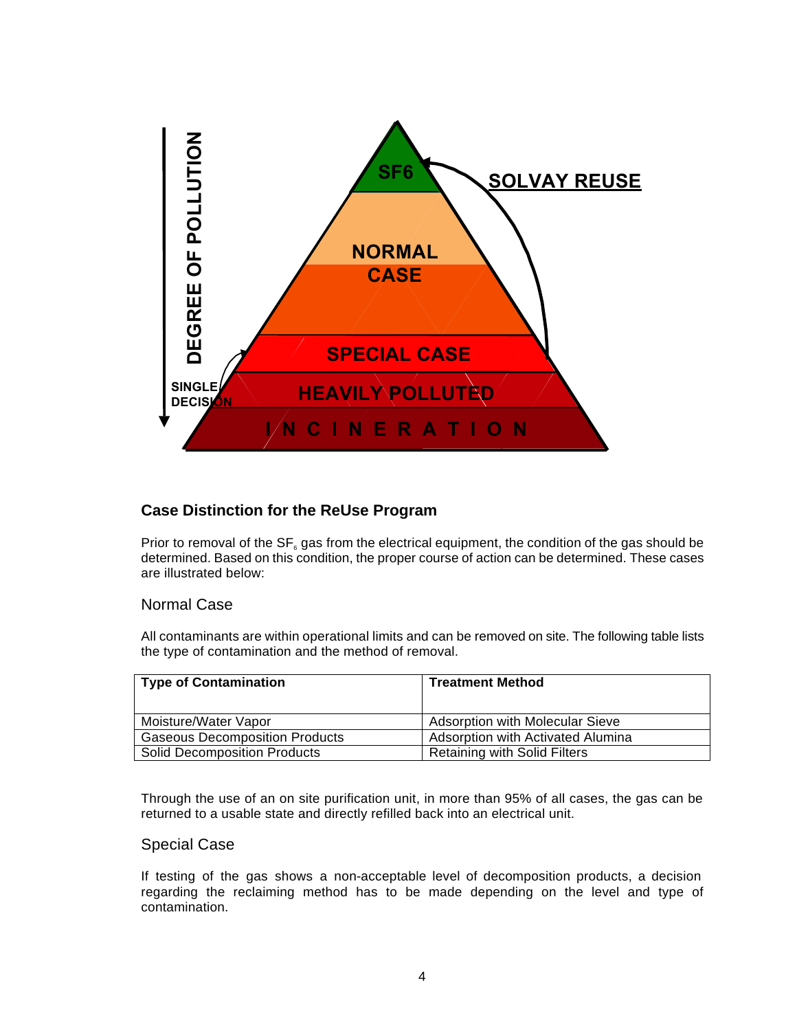## Case Distinction for the ReUse Program

Prior to removal of the $SF_6$ gas from the electrical equipment, the condition of the gas should be determined. Based on this condition, the proper course of action can be determined. These cases are illustrated below:

### Normal Case

All contaminants are within operational limits and can be removed on site. The following table lists the type of contamination and the method of removal.

| Type of Contamination | Treatment Method |
| --- | --- |
| Moisture/Water Vapor | Adsorption with Molecular Sieve |
| Gaseous Decomposition Products | Adsorption with Activated Alumina |
| Solid Decomposition Products | Retaining with Solid Filters |

Through the use of an on site purification unit, in more than 95% of all cases, the gas can be returned to a usable state and directly refilled back into an electrical unit.

### Special Case

If testing of the gas shows a non-acceptable level of decomposition products, a decision regarding the reclaiming method has to be made depending on the level and type of contamination.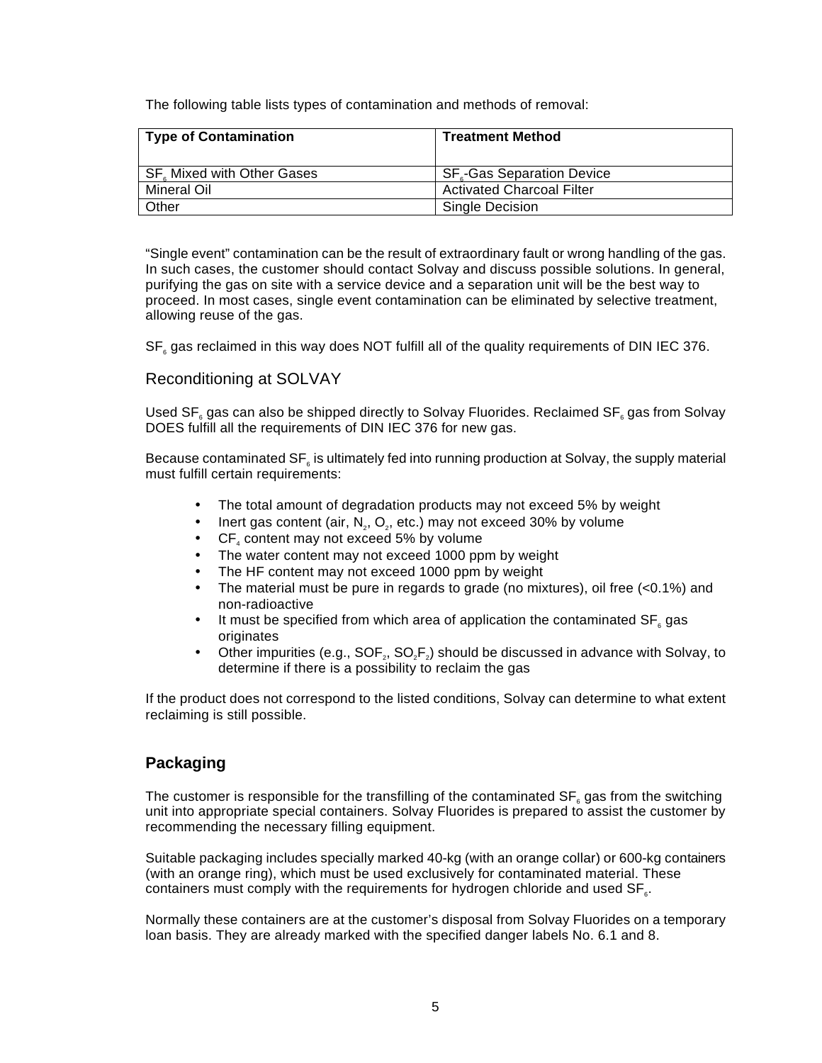The following table lists types of contamination and methods of removal:

| Type of Contamination | Treatment Method |
|---|---|
| $SF_6$ Mixed with Other Gases | $SF_6$-Gas Separation Device |
| Mineral Oil | Activated Charcoal Filter |
| Other | Single Decision |

"Single event" contamination can be the result of extraordinary fault or wrong handling of the gas. In such cases, the customer should contact Solvay and discuss possible solutions. In general, purifying the gas on site with a service device and a separation unit will be the best way to proceed. In most cases, single event contamination can be eliminated by selective treatment, allowing reuse of the gas.

$SF_6$ gas reclaimed in this way does NOT fulfill all of the quality requirements of DIN IEC 376.

### Reconditioning at SOLVAY

Used $SF_6$ gas can also be shipped directly to Solvay Fluorides. Reclaimed $SF_6$ gas from Solvay DOES fulfill all the requirements of DIN IEC 376 for new gas.

Because contaminated $SF_6$ is ultimately fed into running production at Solvay, the supply material must fulfill certain requirements:

- The total amount of degradation products may not exceed 5% by weight
- Inert gas content (air, $N_2$, $O_2$, etc.) may not exceed 30% by volume
- $CF_4$ content may not exceed 5% by volume
- The water content may not exceed 1000 ppm by weight
- The HF content may not exceed 1000 ppm by weight
- The material must be pure in regards to grade (no mixtures), oil free (<0.1%) and non-radioactive
- It must be specified from which area of application the contaminated $SF_6$ gas originates
- Other impurities (e.g., $SOF_2$, $SO_2F_2$) should be discussed in advance with Solvay, to determine if there is a possibility to reclaim the gas

If the product does not correspond to the listed conditions, Solvay can determine to what extent reclaiming is still possible.

## Packaging

The customer is responsible for the transfilling of the contaminated $SF_6$ gas from the switching unit into appropriate special containers. Solvay Fluorides is prepared to assist the customer by recommending the necessary filling equipment.

Suitable packaging includes specially marked 40-kg (with an orange collar) or 600-kg containers (with an orange ring), which must be used exclusively for contaminated material. These containers must comply with the requirements for hydrogen chloride and used $SF_6$.

Normally these containers are at the customer's disposal from Solvay Fluorides on a temporary loan basis. They are already marked with the specified danger labels No. 6.1 and 8.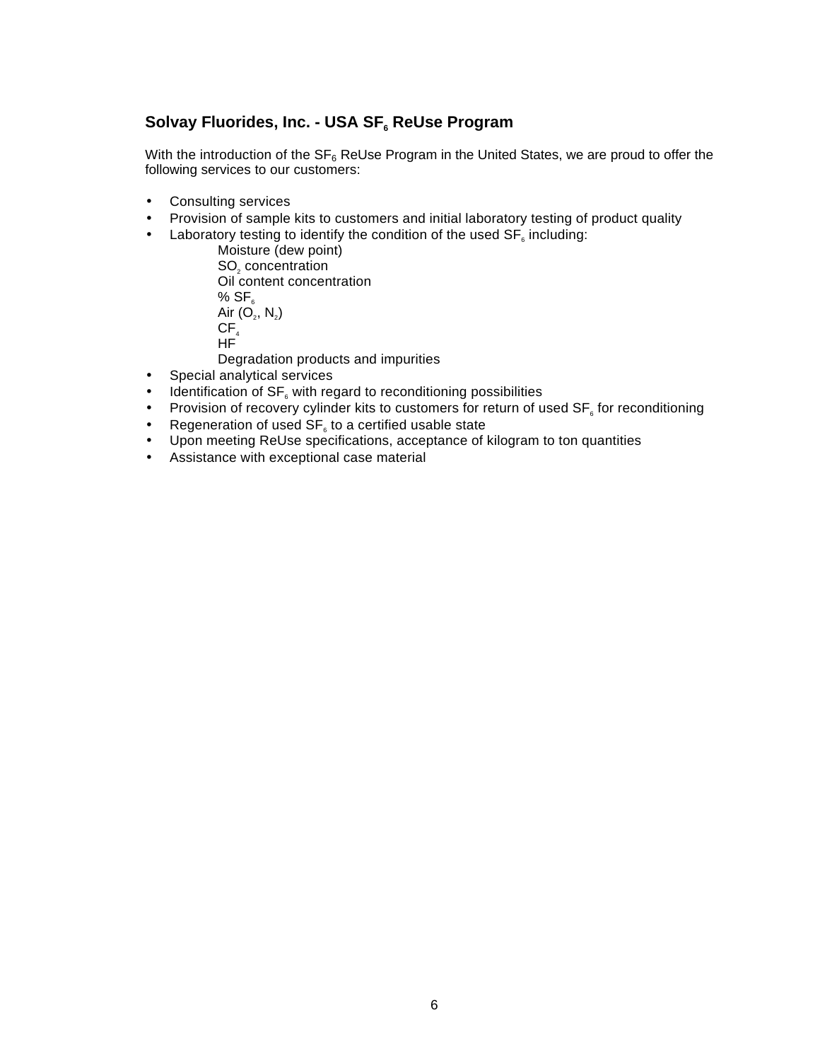## Solvay Fluorides, Inc. - USA $SF_6$ ReUse Program

With the introduction of the $SF_6$ ReUse Program in the United States, we are proud to offer the following services to our customers:

- Consulting services
- Provision of sample kits to customers and initial laboratory testing of product quality
- Laboratory testing to identify the condition of the used $SF_6$ including:
  - Moisture (dew point)
  - $SO_2$ concentration
  - Oil content concentration
  - % $SF_6$
  - Air ($O_2$, $N_2$)
  - $CF_4$
  - HF
  - Degradation products and impurities
- Special analytical services
- Identification of $SF_6$ with regard to reconditioning possibilities
- Provision of recovery cylinder kits to customers for return of used $SF_6$ for reconditioning
- Regeneration of used $SF_6$ to a certified usable state
- Upon meeting ReUse specifications, acceptance of kilogram to ton quantities
- Assistance with exceptional case material